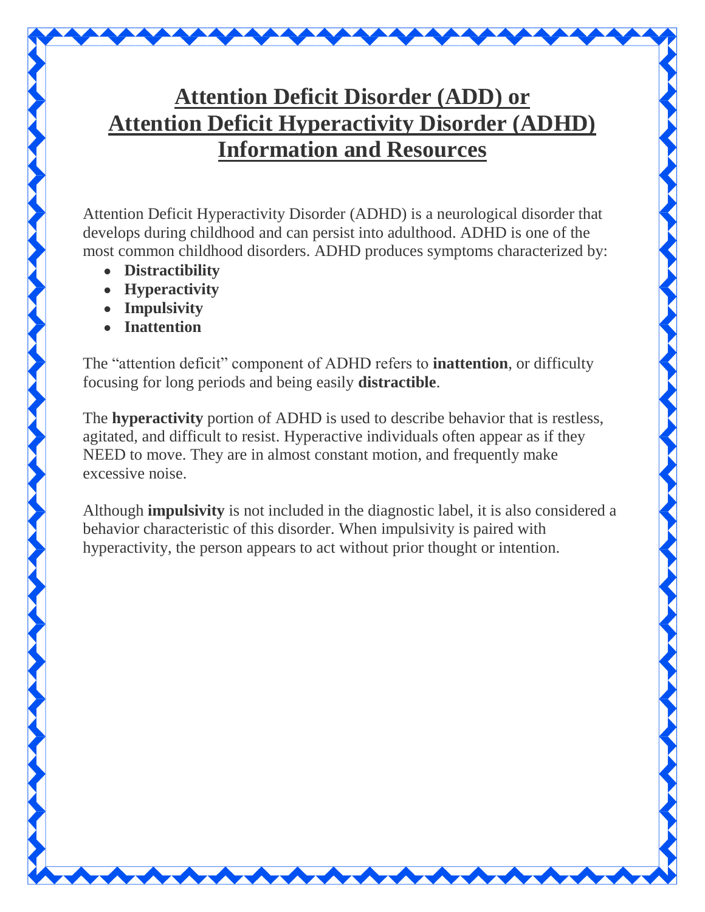# Attention Deficit Disorder (ADD) or Attention Deficit Hyperactivity Disorder (ADHD) Information and Resources

Attention Deficit Hyperactivity Disorder (ADHD) is a neurological disorder that develops during childhood and can persist into adulthood. ADHD is one of the most common childhood disorders. ADHD produces symptoms characterized by:

- **Distractibility**
- **Hyperactivity**
- **Impulsivity**
- **Inattention**

The "attention deficit" component of ADHD refers to **inattention**, or difficulty focusing for long periods and being easily **distractible**.

The **hyperactivity** portion of ADHD is used to describe behavior that is restless, agitated, and difficult to resist. Hyperactive individuals often appear as if they NEED to move. They are in almost constant motion, and frequently make excessive noise.

Although **impulsivity** is not included in the diagnostic label, it is also considered a behavior characteristic of this disorder. When impulsivity is paired with hyperactivity, the person appears to act without prior thought or intention.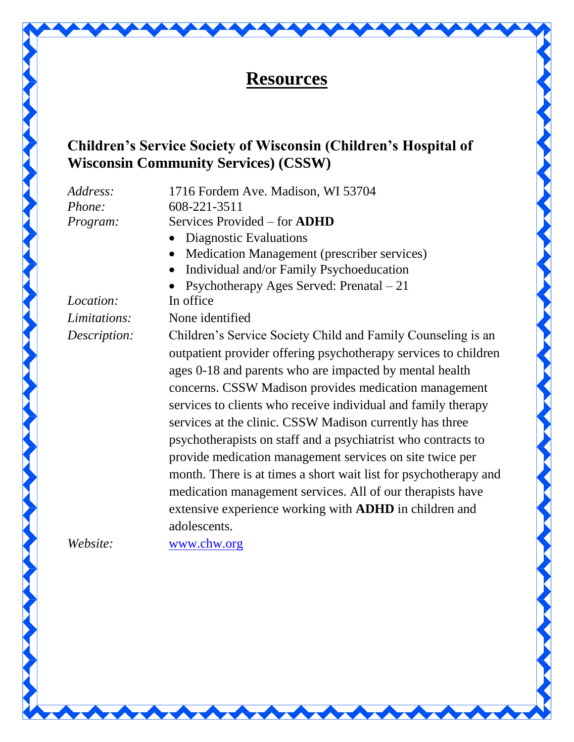# **Resources**

## Children's Service Society of Wisconsin (Children's Hospital of Wisconsin Community Services) (CSSW)

*Address:* 1716 Fordem Ave. Madison, WI 53704

*Phone:* 608-221-3511

*Program:* Services Provided – for **ADHD**

- Diagnostic Evaluations
- Medication Management (prescriber services)
- Individual and/or Family Psychoeducation
- Psychotherapy Ages Served: Prenatal – 21

*Location:* In office

*Limitations:* None identified

*Description:* Children's Service Society Child and Family Counseling is an outpatient provider offering psychotherapy services to children ages 0-18 and parents who are impacted by mental health concerns. CSSW Madison provides medication management services to clients who receive individual and family therapy services at the clinic. CSSW Madison currently has three psychotherapists on staff and a psychiatrist who contracts to provide medication management services on site twice per month. There is at times a short wait list for psychotherapy and medication management services. All of our therapists have extensive experience working with **ADHD** in children and adolescents.

*Website:* [www.chw.org](http://www.chw.org)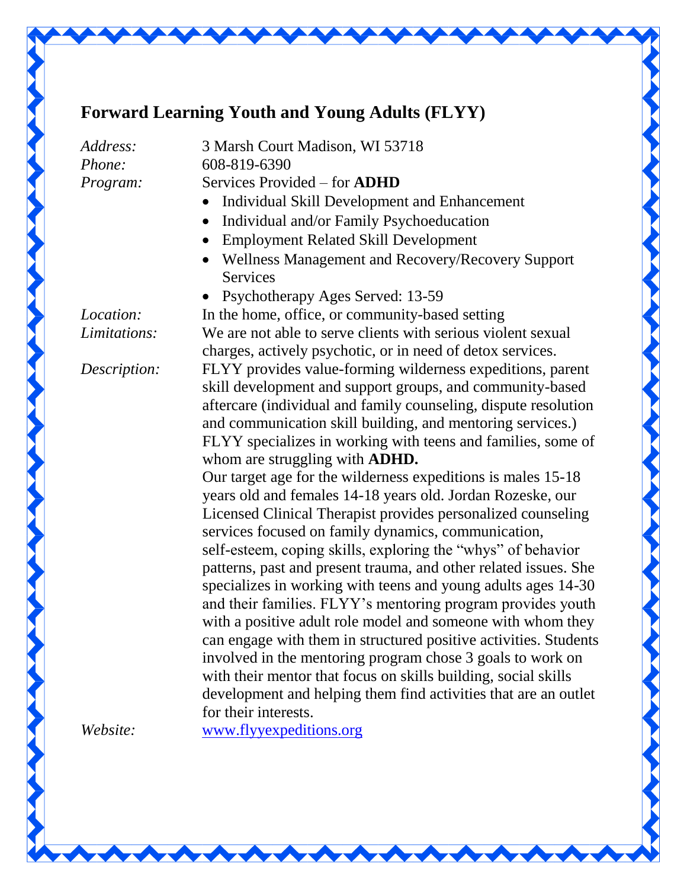## Forward Learning Youth and Young Adults (FLYY)

| | |
|---|---|
| *Address:* | 3 Marsh Court Madison, WI 53718 |
| *Phone:* | 608-819-6390 |
| *Program:* | Services Provided – for **ADHD** |

- Individual Skill Development and Enhancement
- Individual and/or Family Psychoeducation
- Employment Related Skill Development
- Wellness Management and Recovery/Recovery Support Services
- Psychotherapy Ages Served: 13-59

| | |
|---|---|
| *Location:* | In the home, office, or community-based setting |
| *Limitations:* | We are not able to serve clients with serious violent sexual charges, actively psychotic, or in need of detox services. |

*Description:* FLYY provides value-forming wilderness expeditions, parent skill development and support groups, and community-based aftercare (individual and family counseling, dispute resolution and communication skill building, and mentoring services.) FLYY specializes in working with teens and families, some of whom are struggling with **ADHD.**

Our target age for the wilderness expeditions is males 15-18 years old and females 14-18 years old. Jordan Rozeske, our Licensed Clinical Therapist provides personalized counseling services focused on family dynamics, communication, self-esteem, coping skills, exploring the "whys" of behavior patterns, past and present trauma, and other related issues. She specializes in working with teens and young adults ages 14-30 and their families. FLYY's mentoring program provides youth with a positive adult role model and someone with whom they can engage with them in structured positive activities. Students involved in the mentoring program chose 3 goals to work on with their mentor that focus on skills building, social skills development and helping them find activities that are an outlet for their interests.

*Website:* [www.flyyexpeditions.org](http://www.flyyexpeditions.org)